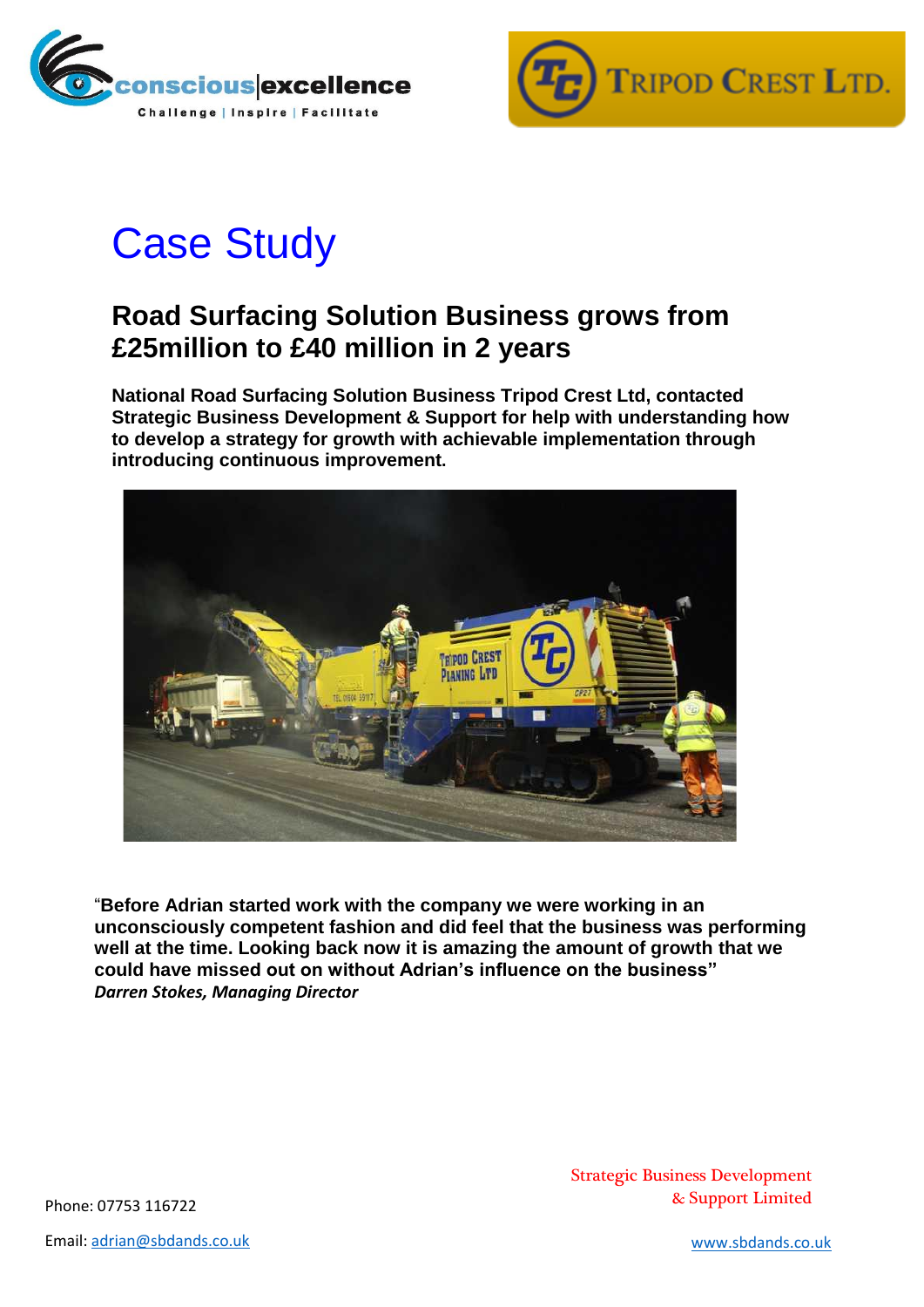# Case Study

## Road Surfacing Solution Business grows from £25million to £40 million in 2 years

**National Road Surfacing Solution Business Tripod Crest Ltd, contacted Strategic Business Development & Support for help with understanding how to develop a strategy for growth with achievable implementation through introducing continuous improvement.**

"**Before Adrian started work with the company we were working in an unconsciously competent fashion and did feel that the business was performing well at the time. Looking back now it is amazing the amount of growth that we could have missed out on without Adrian's influence on the business"**
***Darren Stokes, Managing Director***

Phone: 07753 116722

Email: adrian@sbdands.co.uk

Strategic Business Development & Support Limited

www.sbdands.co.uk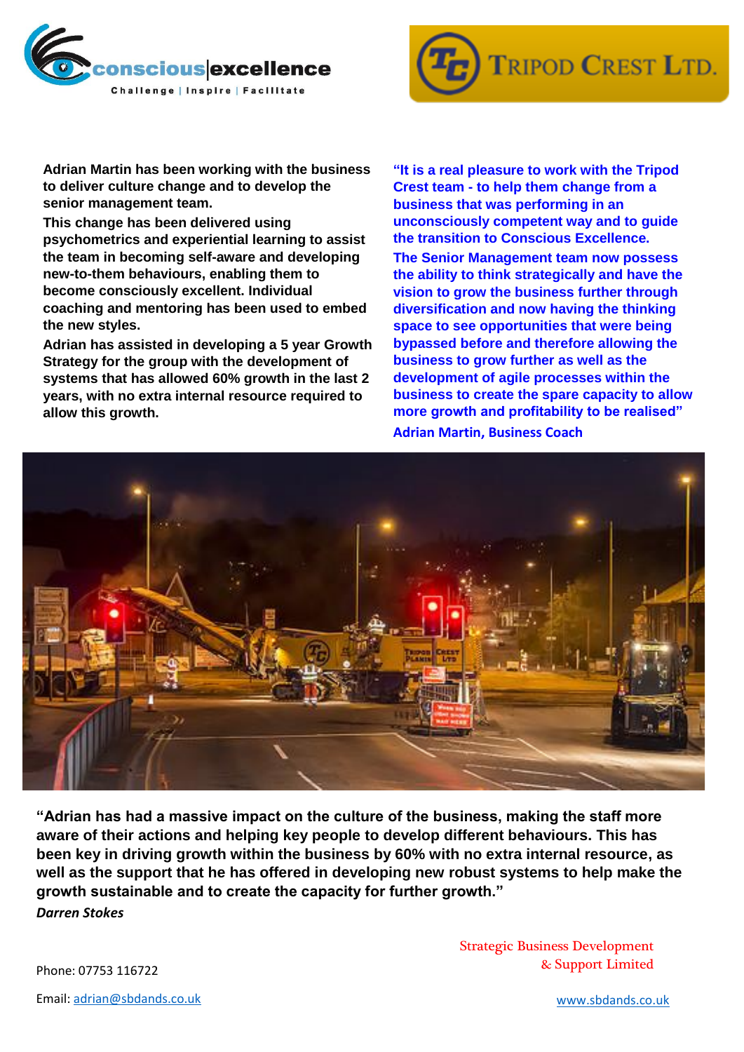**Adrian Martin has been working with the business to deliver culture change and to develop the senior management team.**

**This change has been delivered using psychometrics and experiential learning to assist the team in becoming self-aware and developing new-to-them behaviours, enabling them to become consciously excellent. Individual coaching and mentoring has been used to embed the new styles.**

**Adrian has assisted in developing a 5 year Growth Strategy for the group with the development of systems that has allowed 60% growth in the last 2 years, with no extra internal resource required to allow this growth.**

**"It is a real pleasure to work with the Tripod Crest team - to help them change from a business that was performing in an unconsciously competent way and to guide the transition to Conscious Excellence.**

**The Senior Management team now possess the ability to think strategically and have the vision to grow the business further through diversification and now having the thinking space to see opportunities that were being bypassed before and therefore allowing the business to grow further as well as the development of agile processes within the business to create the spare capacity to allow more growth and profitability to be realised"**

**Adrian Martin, Business Coach**

**"Adrian has had a massive impact on the culture of the business, making the staff more aware of their actions and helping key people to develop different behaviours. This has been key in driving growth within the business by 60% with no extra internal resource, as well as the support that he has offered in developing new robust systems to help make the growth sustainable and to create the capacity for further growth."**

***Darren Stokes***

Strategic Business Development & Support Limited

Phone: 07753 116722

Email: adrian@sbdands.co.uk

www.sbdands.co.uk